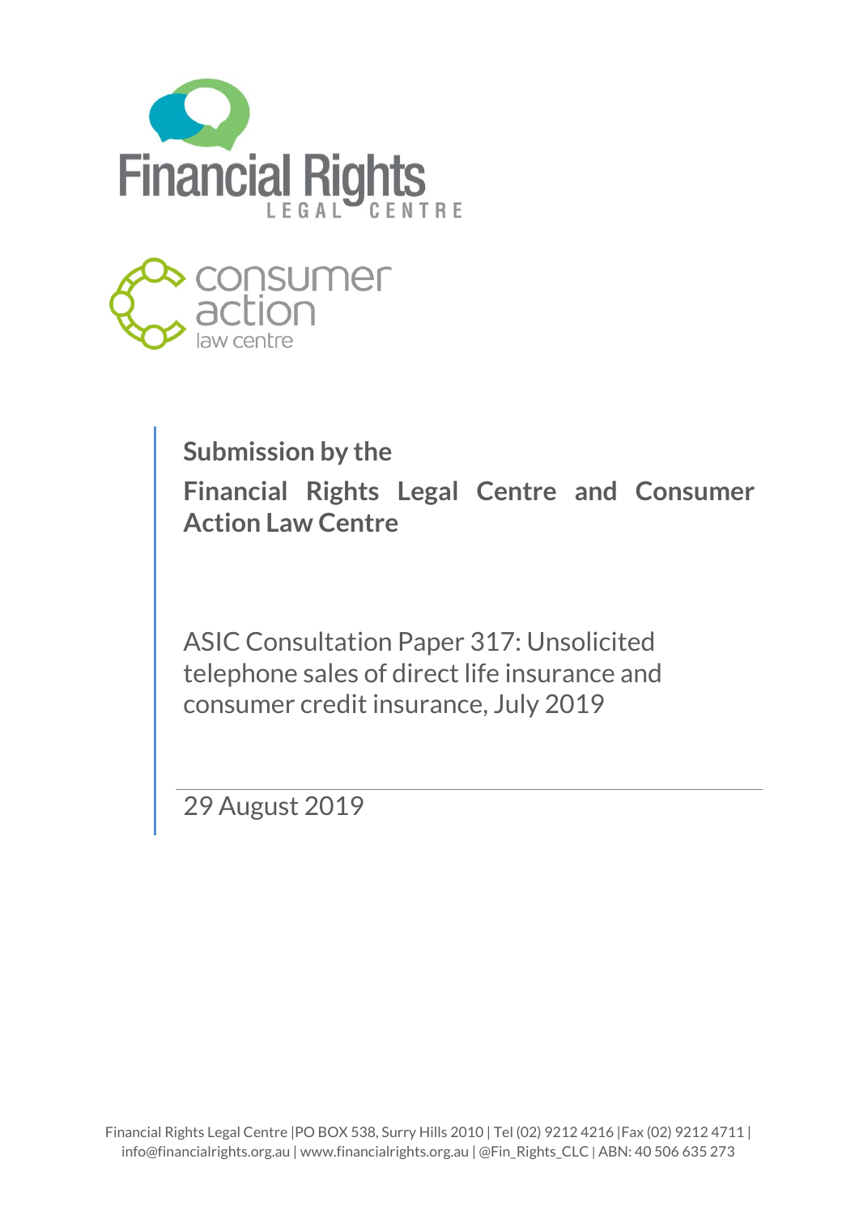Financial Rights Legal Centre

consumer action law centre

**Submission by the**

## Financial Rights Legal Centre and Consumer Action Law Centre

ASIC Consultation Paper 317: Unsolicited telephone sales of direct life insurance and consumer credit insurance, July 2019

29 August 2019

Financial Rights Legal Centre |PO BOX 538, Surry Hills 2010 | Tel (02) 9212 4216 |Fax (02) 9212 4711 | info@financialrights.org.au | www.financialrights.org.au | @Fin_Rights_CLC | ABN: 40 506 635 273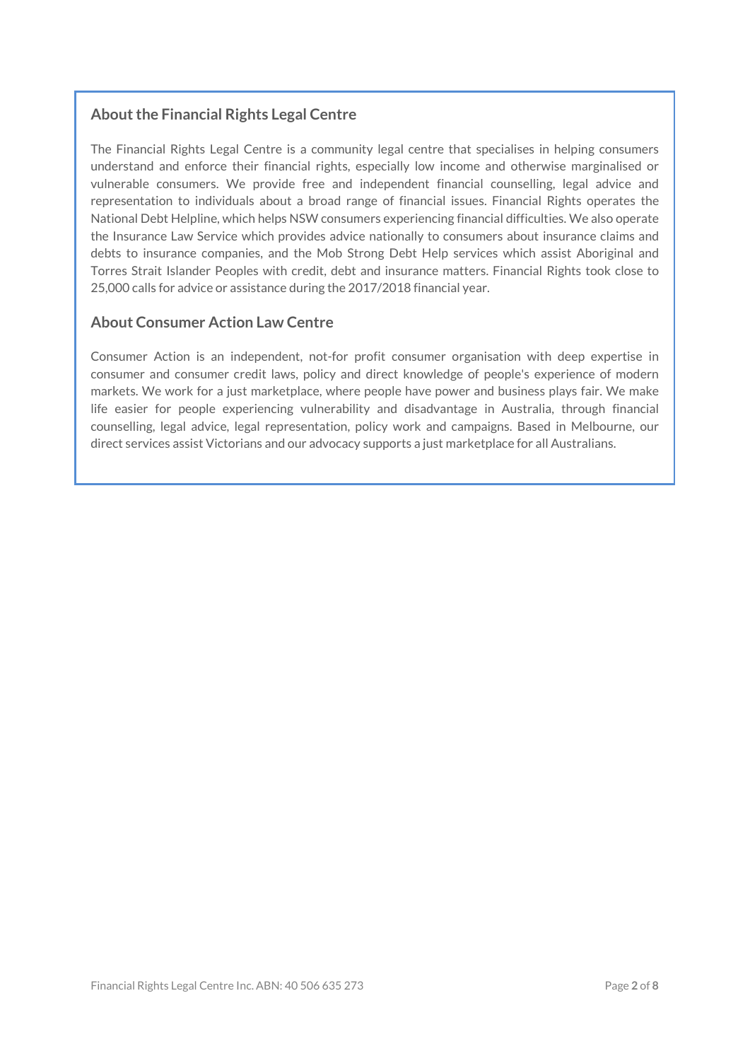## About the Financial Rights Legal Centre

The Financial Rights Legal Centre is a community legal centre that specialises in helping consumers understand and enforce their financial rights, especially low income and otherwise marginalised or vulnerable consumers. We provide free and independent financial counselling, legal advice and representation to individuals about a broad range of financial issues. Financial Rights operates the National Debt Helpline, which helps NSW consumers experiencing financial difficulties. We also operate the Insurance Law Service which provides advice nationally to consumers about insurance claims and debts to insurance companies, and the Mob Strong Debt Help services which assist Aboriginal and Torres Strait Islander Peoples with credit, debt and insurance matters. Financial Rights took close to 25,000 calls for advice or assistance during the 2017/2018 financial year.

## About Consumer Action Law Centre

Consumer Action is an independent, not-for profit consumer organisation with deep expertise in consumer and consumer credit laws, policy and direct knowledge of people's experience of modern markets. We work for a just marketplace, where people have power and business plays fair. We make life easier for people experiencing vulnerability and disadvantage in Australia, through financial counselling, legal advice, legal representation, policy work and campaigns. Based in Melbourne, our direct services assist Victorians and our advocacy supports a just marketplace for all Australians.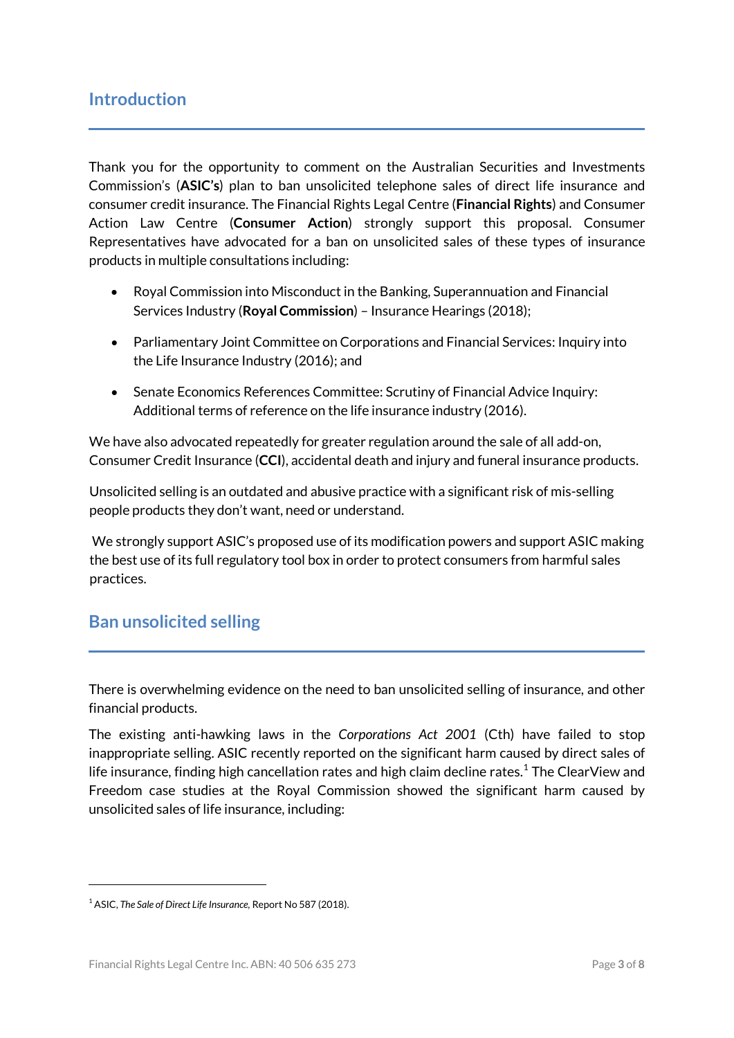## Introduction

Thank you for the opportunity to comment on the Australian Securities and Investments Commission's (**ASIC's**) plan to ban unsolicited telephone sales of direct life insurance and consumer credit insurance. The Financial Rights Legal Centre (**Financial Rights**) and Consumer Action Law Centre (**Consumer Action**) strongly support this proposal. Consumer Representatives have advocated for a ban on unsolicited sales of these types of insurance products in multiple consultations including:

- Royal Commission into Misconduct in the Banking, Superannuation and Financial Services Industry (**Royal Commission**) – Insurance Hearings (2018);
- Parliamentary Joint Committee on Corporations and Financial Services: Inquiry into the Life Insurance Industry (2016); and
- Senate Economics References Committee: Scrutiny of Financial Advice Inquiry: Additional terms of reference on the life insurance industry (2016).

We have also advocated repeatedly for greater regulation around the sale of all add-on, Consumer Credit Insurance (**CCI**), accidental death and injury and funeral insurance products.

Unsolicited selling is an outdated and abusive practice with a significant risk of mis-selling people products they don't want, need or understand.

We strongly support ASIC's proposed use of its modification powers and support ASIC making the best use of its full regulatory tool box in order to protect consumers from harmful sales practices.

## Ban unsolicited selling

There is overwhelming evidence on the need to ban unsolicited selling of insurance, and other financial products.

The existing anti-hawking laws in the *Corporations Act 2001* (Cth) have failed to stop inappropriate selling. ASIC recently reported on the significant harm caused by direct sales of life insurance, finding high cancellation rates and high claim decline rates.[1] The ClearView and Freedom case studies at the Royal Commission showed the significant harm caused by unsolicited sales of life insurance, including:

[1] ASIC, *The Sale of Direct Life Insurance*, Report No 587 (2018).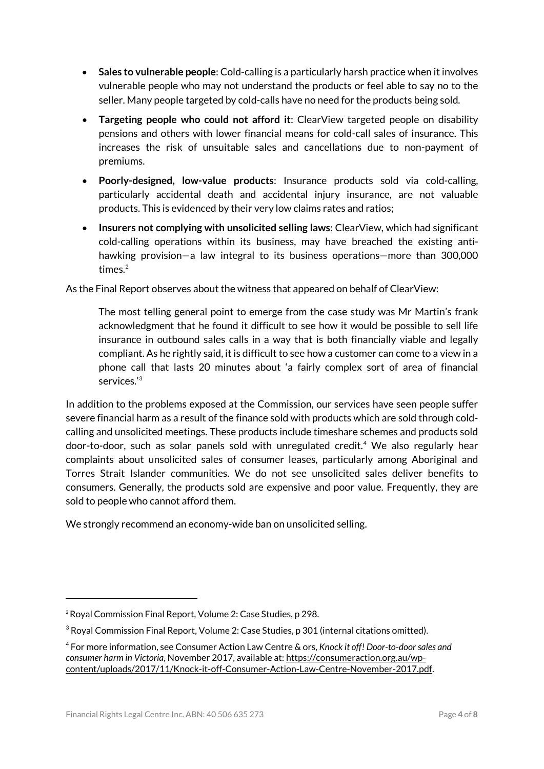- **Sales to vulnerable people**: Cold-calling is a particularly harsh practice when it involves vulnerable people who may not understand the products or feel able to say no to the seller. Many people targeted by cold-calls have no need for the products being sold.
- **Targeting people who could not afford it**: ClearView targeted people on disability pensions and others with lower financial means for cold-call sales of insurance. This increases the risk of unsuitable sales and cancellations due to non-payment of premiums.
- **Poorly-designed, low-value products**: Insurance products sold via cold-calling, particularly accidental death and accidental injury insurance, are not valuable products. This is evidenced by their very low claims rates and ratios;
- **Insurers not complying with unsolicited selling laws**: ClearView, which had significant cold-calling operations within its business, may have breached the existing anti-hawking provision—a law integral to its business operations—more than 300,000 times.[2]

As the Final Report observes about the witness that appeared on behalf of ClearView:

> The most telling general point to emerge from the case study was Mr Martin's frank acknowledgment that he found it difficult to see how it would be possible to sell life insurance in outbound sales calls in a way that is both financially viable and legally compliant. As he rightly said, it is difficult to see how a customer can come to a view in a phone call that lasts 20 minutes about 'a fairly complex sort of area of financial services.'[3]

In addition to the problems exposed at the Commission, our services have seen people suffer severe financial harm as a result of the finance sold with products which are sold through cold-calling and unsolicited meetings. These products include timeshare schemes and products sold door-to-door, such as solar panels sold with unregulated credit.[4] We also regularly hear complaints about unsolicited sales of consumer leases, particularly among Aboriginal and Torres Strait Islander communities. We do not see unsolicited sales deliver benefits to consumers. Generally, the products sold are expensive and poor value. Frequently, they are sold to people who cannot afford them.

We strongly recommend an economy-wide ban on unsolicited selling.

---

[2] Royal Commission Final Report, Volume 2: Case Studies, p 298.

[3] Royal Commission Final Report, Volume 2: Case Studies, p 301 (internal citations omitted).

[4] For more information, see Consumer Action Law Centre & ors, *Knock it off! Door-to-door sales and consumer harm in Victoria*, November 2017, available at: https://consumeraction.org.au/wp-content/uploads/2017/11/Knock-it-off-Consumer-Action-Law-Centre-November-2017.pdf.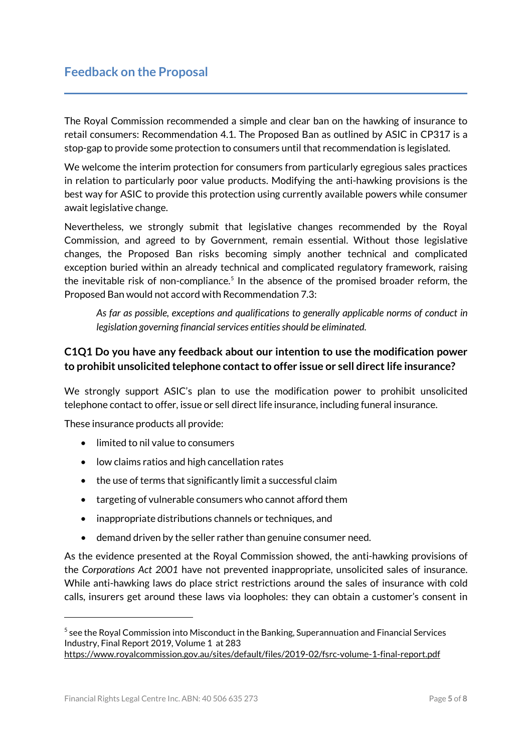## Feedback on the Proposal

The Royal Commission recommended a simple and clear ban on the hawking of insurance to retail consumers: Recommendation 4.1. The Proposed Ban as outlined by ASIC in CP317 is a stop-gap to provide some protection to consumers until that recommendation is legislated.

We welcome the interim protection for consumers from particularly egregious sales practices in relation to particularly poor value products. Modifying the anti-hawking provisions is the best way for ASIC to provide this protection using currently available powers while consumer await legislative change.

Nevertheless, we strongly submit that legislative changes recommended by the Royal Commission, and agreed to by Government, remain essential. Without those legislative changes, the Proposed Ban risks becoming simply another technical and complicated exception buried within an already technical and complicated regulatory framework, raising the inevitable risk of non-compliance.[5] In the absence of the promised broader reform, the Proposed Ban would not accord with Recommendation 7.3:

> *As far as possible, exceptions and qualifications to generally applicable norms of conduct in legislation governing financial services entities should be eliminated.*

### C1Q1 Do you have any feedback about our intention to use the modification power to prohibit unsolicited telephone contact to offer issue or sell direct life insurance?

We strongly support ASIC's plan to use the modification power to prohibit unsolicited telephone contact to offer, issue or sell direct life insurance, including funeral insurance.

These insurance products all provide:

- limited to nil value to consumers
- low claims ratios and high cancellation rates
- the use of terms that significantly limit a successful claim
- targeting of vulnerable consumers who cannot afford them
- inappropriate distributions channels or techniques, and
- demand driven by the seller rather than genuine consumer need.

As the evidence presented at the Royal Commission showed, the anti-hawking provisions of the *Corporations Act 2001* have not prevented inappropriate, unsolicited sales of insurance. While anti-hawking laws do place strict restrictions around the sales of insurance with cold calls, insurers get around these laws via loopholes: they can obtain a customer's consent in

---

[5] see the Royal Commission into Misconduct in the Banking, Superannuation and Financial Services Industry, Final Report 2019, Volume 1 at 283 https://www.royalcommission.gov.au/sites/default/files/2019-02/fsrc-volume-1-final-report.pdf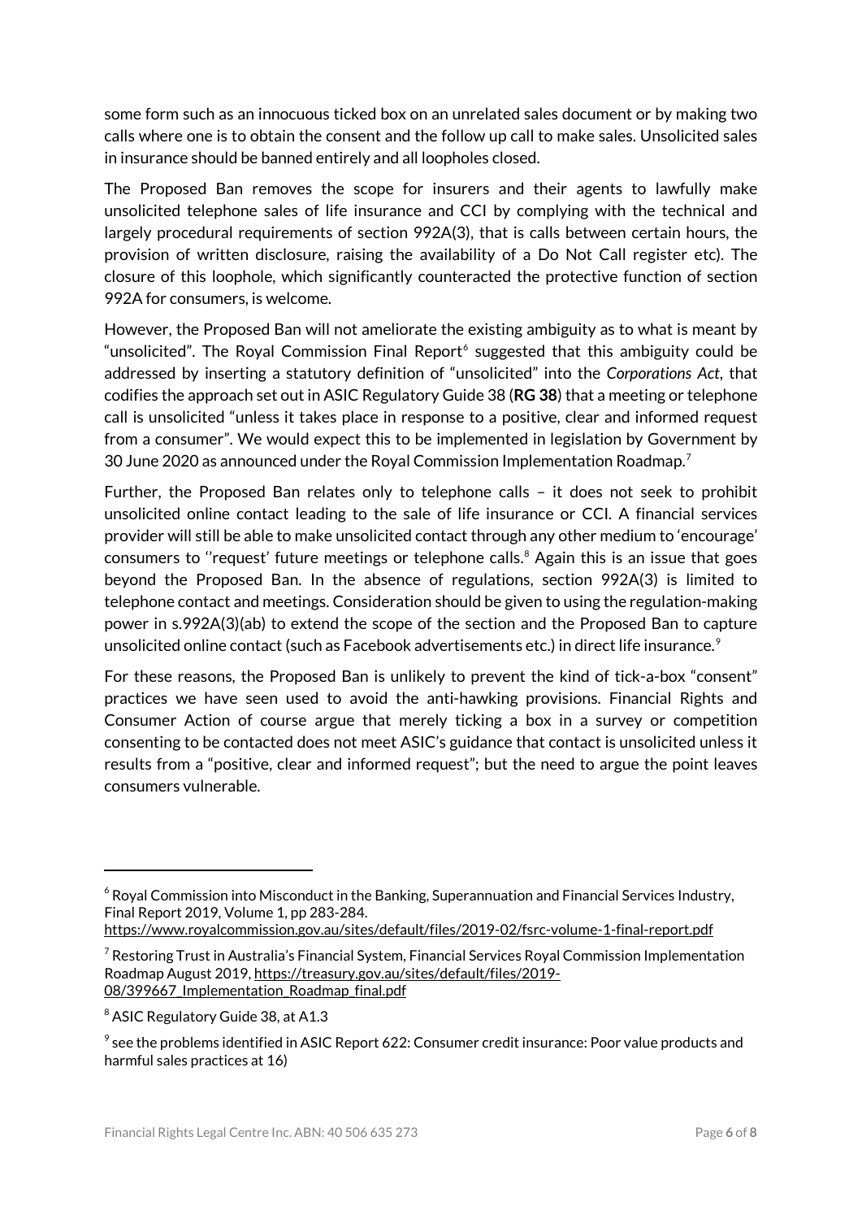some form such as an innocuous ticked box on an unrelated sales document or by making two calls where one is to obtain the consent and the follow up call to make sales. Unsolicited sales in insurance should be banned entirely and all loopholes closed.

The Proposed Ban removes the scope for insurers and their agents to lawfully make unsolicited telephone sales of life insurance and CCI by complying with the technical and largely procedural requirements of section 992A(3), that is calls between certain hours, the provision of written disclosure, raising the availability of a Do Not Call register etc). The closure of this loophole, which significantly counteracted the protective function of section 992A for consumers, is welcome.

However, the Proposed Ban will not ameliorate the existing ambiguity as to what is meant by "unsolicited". The Royal Commission Final Report[6] suggested that this ambiguity could be addressed by inserting a statutory definition of "unsolicited" into the *Corporations Act*, that codifies the approach set out in ASIC Regulatory Guide 38 (**RG 38**) that a meeting or telephone call is unsolicited "unless it takes place in response to a positive, clear and informed request from a consumer". We would expect this to be implemented in legislation by Government by 30 June 2020 as announced under the Royal Commission Implementation Roadmap.[7]

Further, the Proposed Ban relates only to telephone calls – it does not seek to prohibit unsolicited online contact leading to the sale of life insurance or CCI. A financial services provider will still be able to make unsolicited contact through any other medium to 'encourage' consumers to ''request' future meetings or telephone calls.[8] Again this is an issue that goes beyond the Proposed Ban. In the absence of regulations, section 992A(3) is limited to telephone contact and meetings. Consideration should be given to using the regulation-making power in s.992A(3)(ab) to extend the scope of the section and the Proposed Ban to capture unsolicited online contact (such as Facebook advertisements etc.) in direct life insurance.[9]

For these reasons, the Proposed Ban is unlikely to prevent the kind of tick-a-box "consent" practices we have seen used to avoid the anti-hawking provisions. Financial Rights and Consumer Action of course argue that merely ticking a box in a survey or competition consenting to be contacted does not meet ASIC's guidance that contact is unsolicited unless it results from a "positive, clear and informed request"; but the need to argue the point leaves consumers vulnerable.

---

[6] Royal Commission into Misconduct in the Banking, Superannuation and Financial Services Industry, Final Report 2019, Volume 1, pp 283-284. https://www.royalcommission.gov.au/sites/default/files/2019-02/fsrc-volume-1-final-report.pdf

[7] Restoring Trust in Australia's Financial System, Financial Services Royal Commission Implementation Roadmap August 2019, https://treasury.gov.au/sites/default/files/2019-08/399667_Implementation_Roadmap_final.pdf

[8] ASIC Regulatory Guide 38, at A1.3

[9] see the problems identified in ASIC Report 622: Consumer credit insurance: Poor value products and harmful sales practices at 16)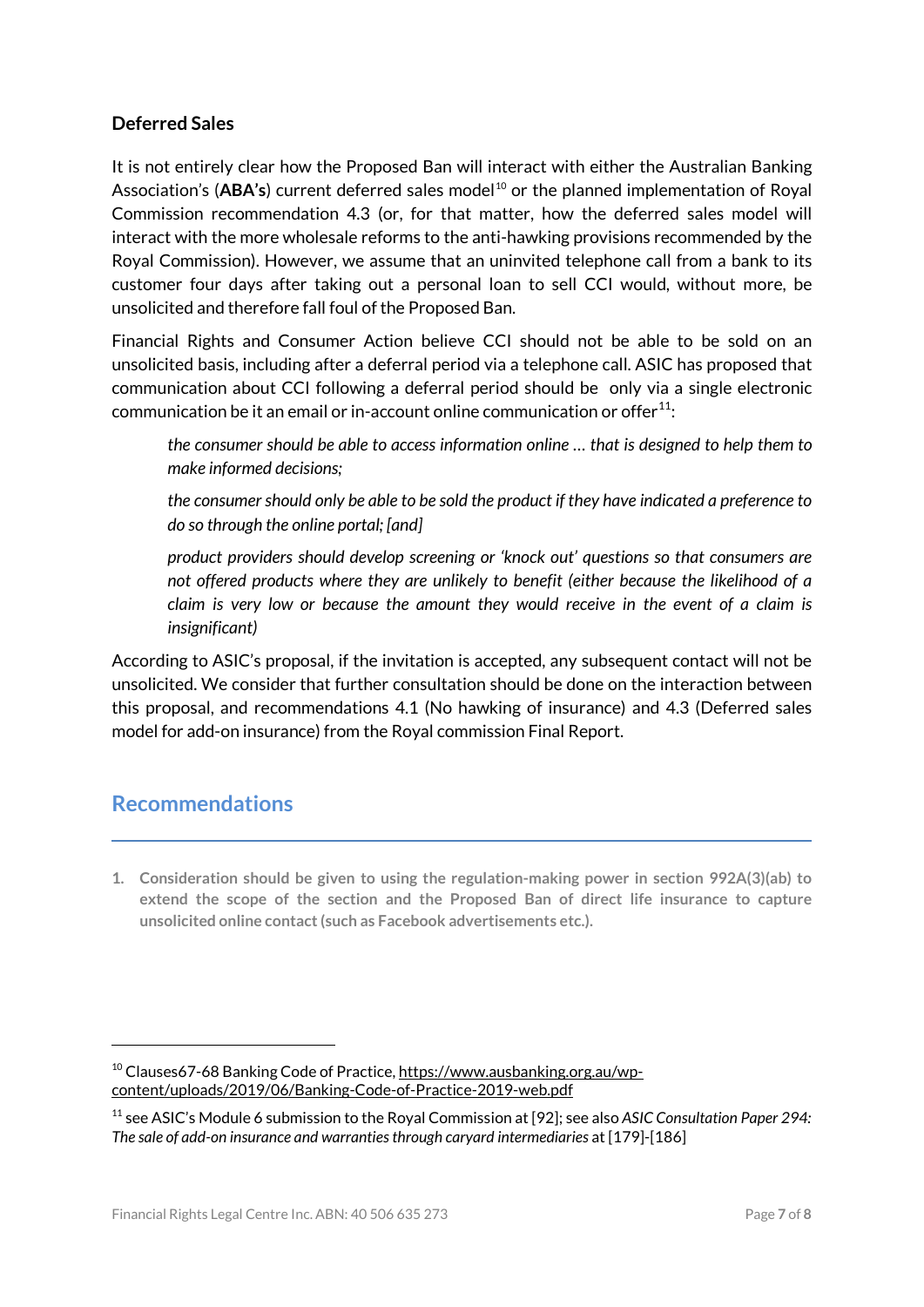### Deferred Sales

It is not entirely clear how the Proposed Ban will interact with either the Australian Banking Association's (**ABA's**) current deferred sales model[10] or the planned implementation of Royal Commission recommendation 4.3 (or, for that matter, how the deferred sales model will interact with the more wholesale reforms to the anti-hawking provisions recommended by the Royal Commission). However, we assume that an uninvited telephone call from a bank to its customer four days after taking out a personal loan to sell CCI would, without more, be unsolicited and therefore fall foul of the Proposed Ban.

Financial Rights and Consumer Action believe CCI should not be able to be sold on an unsolicited basis, including after a deferral period via a telephone call. ASIC has proposed that communication about CCI following a deferral period should be only via a single electronic communication be it an email or in-account online communication or offer[11]:

> *the consumer should be able to access information online … that is designed to help them to make informed decisions;*
>
> *the consumer should only be able to be sold the product if they have indicated a preference to do so through the online portal; [and]*
>
> *product providers should develop screening or 'knock out' questions so that consumers are not offered products where they are unlikely to benefit (either because the likelihood of a claim is very low or because the amount they would receive in the event of a claim is insignificant)*

According to ASIC's proposal, if the invitation is accepted, any subsequent contact will not be unsolicited. We consider that further consultation should be done on the interaction between this proposal, and recommendations 4.1 (No hawking of insurance) and 4.3 (Deferred sales model for add-on insurance) from the Royal commission Final Report.

## Recommendations

1. **Consideration should be given to using the regulation-making power in section 992A(3)(ab) to extend the scope of the section and the Proposed Ban of direct life insurance to capture unsolicited online contact (such as Facebook advertisements etc.).**

---

[10] Clauses67-68 Banking Code of Practice, https://www.ausbanking.org.au/wp-content/uploads/2019/06/Banking-Code-of-Practice-2019-web.pdf

[11] see ASIC's Module 6 submission to the Royal Commission at [92]; see also *ASIC Consultation Paper 294: The sale of add-on insurance and warranties through caryard intermediaries* at [179]-[186]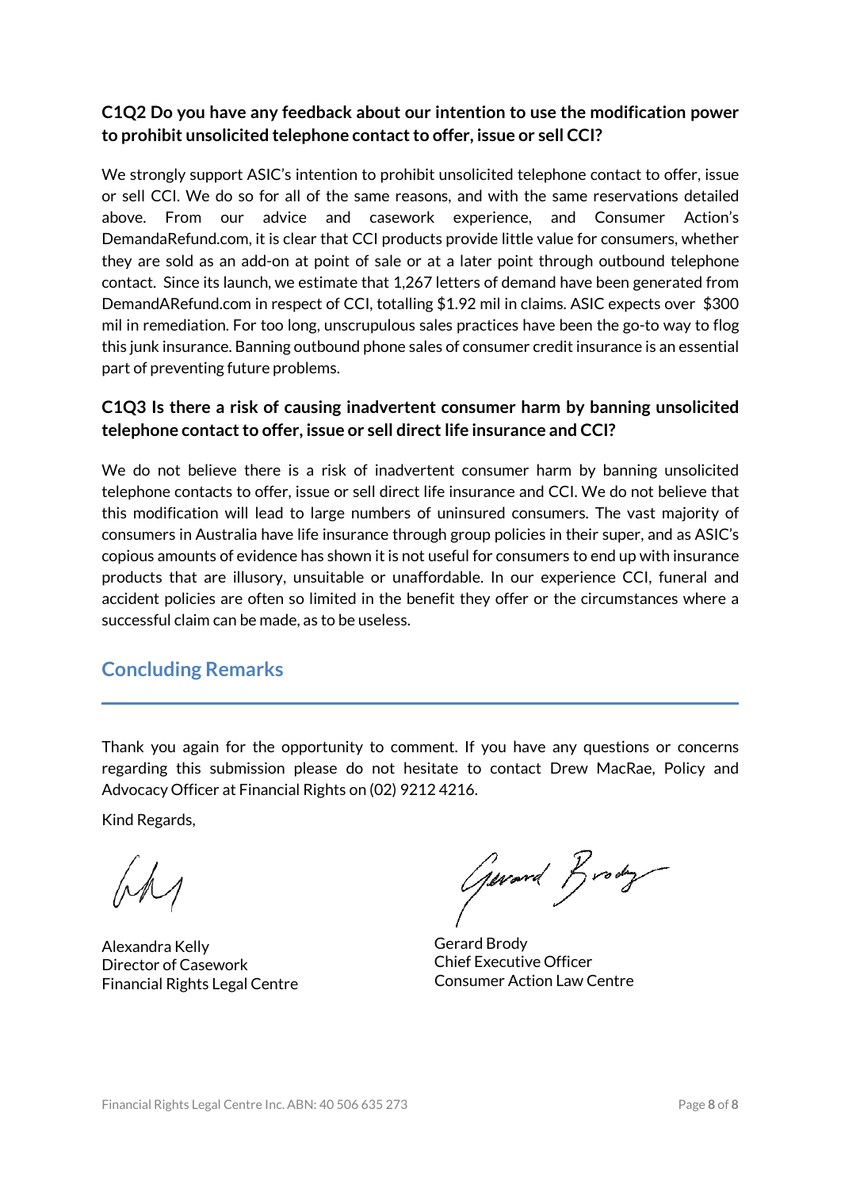**C1Q2 Do you have any feedback about our intention to use the modification power to prohibit unsolicited telephone contact to offer, issue or sell CCI?**

We strongly support ASIC's intention to prohibit unsolicited telephone contact to offer, issue or sell CCI. We do so for all of the same reasons, and with the same reservations detailed above. From our advice and casework experience, and Consumer Action's DemandaRefund.com, it is clear that CCI products provide little value for consumers, whether they are sold as an add-on at point of sale or at a later point through outbound telephone contact. Since its launch, we estimate that 1,267 letters of demand have been generated from DemandARefund.com in respect of CCI, totalling $1.92 mil in claims. ASIC expects over $300 mil in remediation. For too long, unscrupulous sales practices have been the go-to way to flog this junk insurance. Banning outbound phone sales of consumer credit insurance is an essential part of preventing future problems.

**C1Q3 Is there a risk of causing inadvertent consumer harm by banning unsolicited telephone contact to offer, issue or sell direct life insurance and CCI?**

We do not believe there is a risk of inadvertent consumer harm by banning unsolicited telephone contacts to offer, issue or sell direct life insurance and CCI. We do not believe that this modification will lead to large numbers of uninsured consumers. The vast majority of consumers in Australia have life insurance through group policies in their super, and as ASIC's copious amounts of evidence has shown it is not useful for consumers to end up with insurance products that are illusory, unsuitable or unaffordable. In our experience CCI, funeral and accident policies are often so limited in the benefit they offer or the circumstances where a successful claim can be made, as to be useless.

## Concluding Remarks

Thank you again for the opportunity to comment. If you have any questions or concerns regarding this submission please do not hesitate to contact Drew MacRae, Policy and Advocacy Officer at Financial Rights on (02) 9212 4216.

Kind Regards,

Alexandra Kelly
Director of Casework
Financial Rights Legal Centre

Gerard Brody
Chief Executive Officer
Consumer Action Law Centre